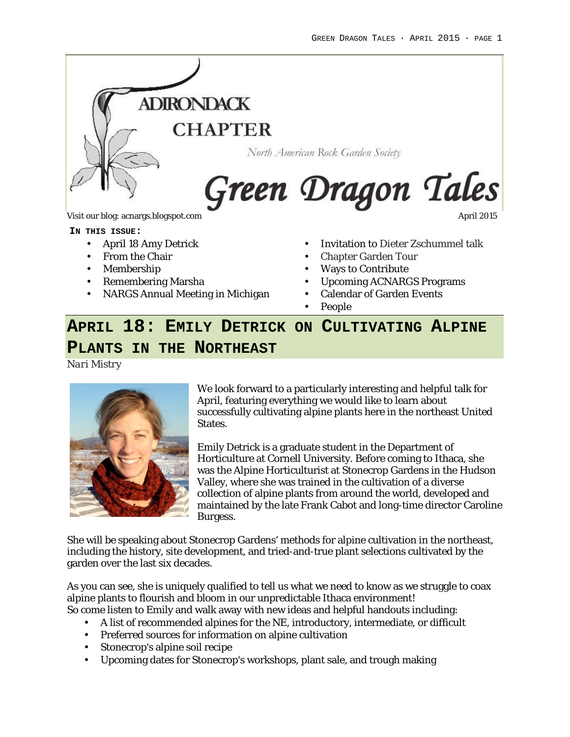# Adirondack Chapter

North American Rock Garden Society

# Green Dragon Tales

Visit our blog: acnargs.blogspot.com

April 2015

**IN THIS ISSUE:**

- April 18 Amy Detrick
- From the Chair
- Membership
- Remembering Marsha
- NARGS Annual Meeting in Michigan
- Invitation to Dieter Zschummel talk
- Chapter Garden Tour
- Ways to Contribute
- Upcoming ACNARGS Programs
- Calendar of Garden Events
- People

## April 18: Emily Detrick on Cultivating Alpine Plants in the Northeast

*Nari Mistry*

We look forward to a particularly interesting and helpful talk for April, featuring everything we would like to learn about successfully cultivating alpine plants here in the northeast United States.

Emily Detrick is a graduate student in the Department of Horticulture at Cornell University. Before coming to Ithaca, she was the Alpine Horticulturist at Stonecrop Gardens in the Hudson Valley, where she was trained in the cultivation of a diverse collection of alpine plants from around the world, developed and maintained by the late Frank Cabot and long-time director Caroline Burgess.

She will be speaking about Stonecrop Gardens' methods for alpine cultivation in the northeast, including the history, site development, and tried-and-true plant selections cultivated by the garden over the last six decades.

As you can see, she is uniquely qualified to tell us what we need to know as we struggle to coax alpine plants to flourish and bloom in our unpredictable Ithaca environment!
So come listen to Emily and walk away with new ideas and helpful handouts including:

- A list of recommended alpines for the NE, introductory, intermediate, or difficult
- Preferred sources for information on alpine cultivation
- Stonecrop's alpine soil recipe
- Upcoming dates for Stonecrop's workshops, plant sale, and trough making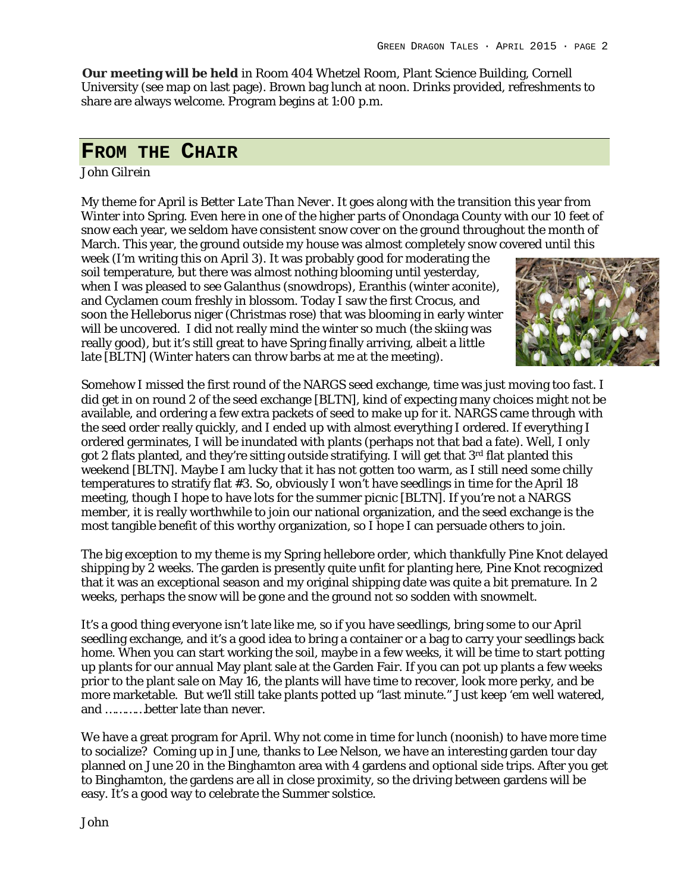**Our meeting will be held** in Room 404 Whetzel Room, Plant Science Building, Cornell University (see map on last page). Brown bag lunch at noon. Drinks provided, refreshments to share are always welcome. Program begins at 1:00 p.m.

## From the Chair

*John Gilrein*

My theme for April is *Better Late Than Never*. It goes along with the transition this year from Winter into Spring. Even here in one of the higher parts of Onondaga County with our 10 feet of snow each year, we seldom have consistent snow cover on the ground throughout the month of March. This year, the ground outside my house was almost completely snow covered until this week (I'm writing this on April 3). It was probably good for moderating the soil temperature, but there was almost nothing blooming until yesterday, when I was pleased to see Galanthus (snowdrops), Eranthis (winter aconite), and Cyclamen coum freshly in blossom. Today I saw the first Crocus, and soon the Helleborus niger (Christmas rose) that was blooming in early winter will be uncovered. I did not really mind the winter so much (the skiing was really good), but it's still great to have Spring finally arriving, albeit a little late [BLTN] (Winter haters can throw barbs at me at the meeting).

Somehow I missed the first round of the NARGS seed exchange, time was just moving too fast. I did get in on round 2 of the seed exchange [BLTN], kind of expecting many choices might not be available, and ordering a few extra packets of seed to make up for it. NARGS came through with the seed order really quickly, and I ended up with almost everything I ordered. If everything I ordered germinates, I will be inundated with plants (perhaps not that bad a fate). Well, I only got 2 flats planted, and they're sitting outside stratifying. I will get that 3rd flat planted this weekend [BLTN]. Maybe I am lucky that it has not gotten too warm, as I still need some chilly temperatures to stratify flat #3. So, obviously I won't have seedlings in time for the April 18 meeting, though I hope to have lots for the summer picnic [BLTN]. If you're not a NARGS member, it is really worthwhile to join our national organization, and the seed exchange is the most tangible benefit of this worthy organization, so I hope I can persuade others to join.

The big exception to my theme is my Spring hellebore order, which thankfully Pine Knot delayed shipping by 2 weeks. The garden is presently quite unfit for planting here, Pine Knot recognized that it was an exceptional season and my original shipping date was quite a bit premature. In 2 weeks, perhaps the snow will be gone and the ground not so sodden with snowmelt.

It's a good thing everyone isn't late like me, so if you have seedlings, bring some to our April seedling exchange, and it's a good idea to bring a container or a bag to carry your seedlings back home. When you can start working the soil, maybe in a few weeks, it will be time to start potting up plants for our annual May plant sale at the Garden Fair. If you can pot up plants a few weeks prior to the plant sale on May 16, the plants will have time to recover, look more perky, and be more marketable. But we'll still take plants potted up "last minute." Just keep 'em well watered, and …………better late than never.

We have a great program for April. Why not come in time for lunch (noonish) to have more time to socialize? Coming up in June, thanks to Lee Nelson, we have an interesting garden tour day planned on June 20 in the Binghamton area with 4 gardens and optional side trips. After you get to Binghamton, the gardens are all in close proximity, so the driving between gardens will be easy. It's a good way to celebrate the Summer solstice.

John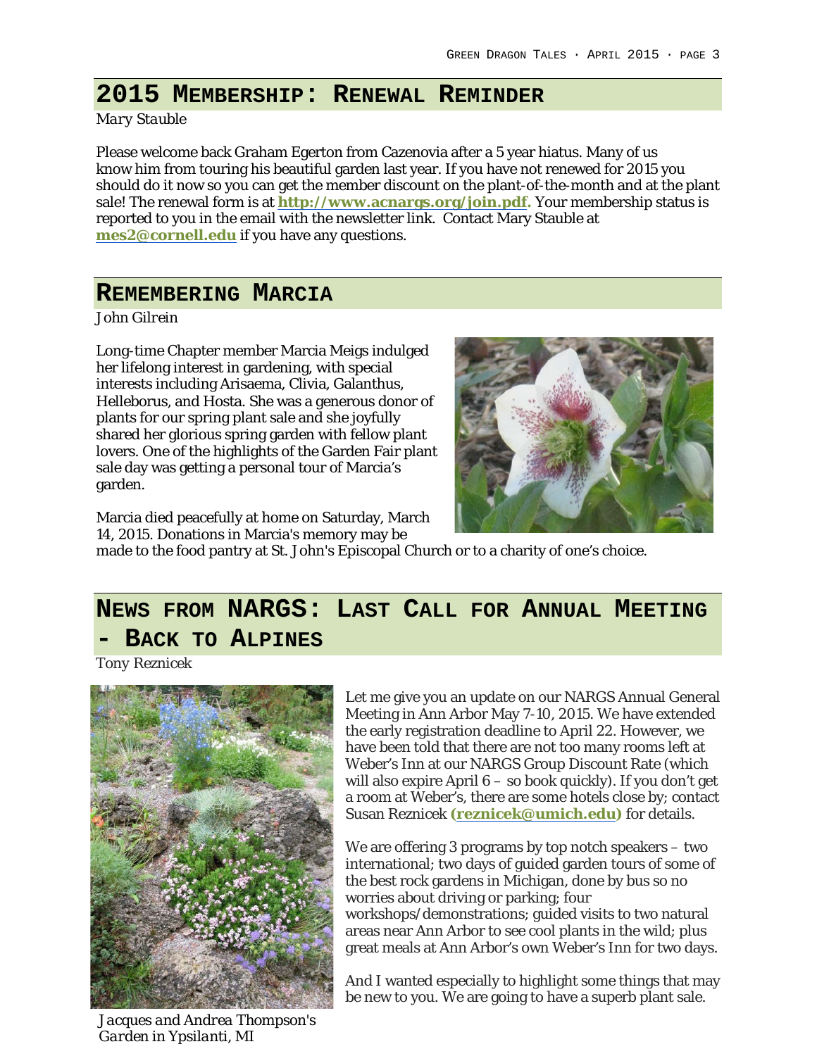## 2015 Membership: Renewal Reminder

*Mary Stauble*

Please welcome back Graham Egerton from Cazenovia after a 5 year hiatus. Many of us know him from touring his beautiful garden last year. If you have not renewed for 2015 you should do it now so you can get the member discount on the plant-of-the-month and at the plant sale! The renewal form is at **http://www.acnargs.org/join.pdf.** Your membership status is reported to you in the email with the newsletter link. Contact Mary Stauble at **mes2@cornell.edu** if you have any questions.

## Remembering Marcia

*John Gilrein*

Long-time Chapter member Marcia Meigs indulged her lifelong interest in gardening, with special interests including Arisaema, Clivia, Galanthus, Helleborus, and Hosta. She was a generous donor of plants for our spring plant sale and she joyfully shared her glorious spring garden with fellow plant lovers. One of the highlights of the Garden Fair plant sale day was getting a personal tour of Marcia's garden.

Marcia died peacefully at home on Saturday, March 14, 2015. Donations in Marcia's memory may be made to the food pantry at St. John's Episcopal Church or to a charity of one's choice.

## News from NARGS: Last Call for Annual Meeting - Back to Alpines

*Tony Reznicek*

*Jacques and Andrea Thompson's Garden in Ypsilanti, MI*

Let me give you an update on our NARGS Annual General Meeting in Ann Arbor May 7-10, 2015. We have extended the early registration deadline to April 22. However, we have been told that there are not too many rooms left at Weber's Inn at our NARGS Group Discount Rate (which will also expire April 6 – so book quickly). If you don't get a room at Weber's, there are some hotels close by; contact Susan Reznicek **(reznicek@umich.edu)** for details.

We are offering 3 programs by top notch speakers – two international; two days of guided garden tours of some of the best rock gardens in Michigan, done by bus so no worries about driving or parking; four workshops/demonstrations; guided visits to two natural areas near Ann Arbor to see cool plants in the wild; plus great meals at Ann Arbor's own Weber's Inn for two days.

And I wanted especially to highlight some things that may be new to you. We are going to have a superb plant sale.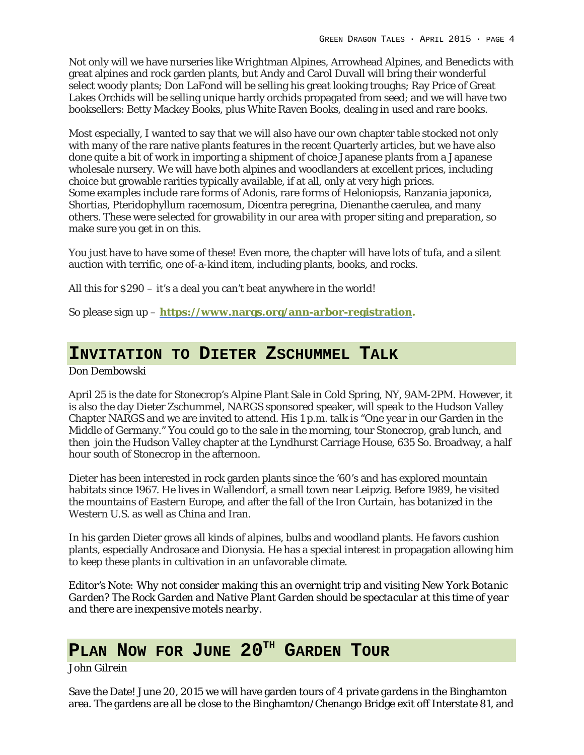Not only will we have nurseries like Wrightman Alpines, Arrowhead Alpines, and Benedicts with great alpines and rock garden plants, but Andy and Carol Duvall will bring their wonderful select woody plants; Don LaFond will be selling his great looking troughs; Ray Price of Great Lakes Orchids will be selling unique hardy orchids propagated from seed; and we will have two booksellers: Betty Mackey Books, plus White Raven Books, dealing in used and rare books.

Most especially, I wanted to say that we will also have our own chapter table stocked not only with many of the rare native plants features in the recent Quarterly articles, but we have also done quite a bit of work in importing a shipment of choice Japanese plants from a Japanese wholesale nursery. We will have both alpines and woodlanders at excellent prices, including choice but growable rarities typically available, if at all, only at very high prices.
Some examples include rare forms of Adonis, rare forms of Heloniopsis, Ranzania japonica, Shortias, Pteridophyllum racemosum, Dicentra peregrina, Dienanthe caerulea, and many others. These were selected for growability in our area with proper siting and preparation, so make sure you get in on this.

You just have to have some of these! Even more, the chapter will have lots of tufa, and a silent auction with terrific, one of-a-kind item, including plants, books, and rocks.

All this for $290 – it's a deal you can't beat anywhere in the world!

So please sign up – **https://www.nargs.org/ann-arbor-registration.**

## Invitation to Dieter Zschummel Talk

Don Dembowski

April 25 is the date for Stonecrop's Alpine Plant Sale in Cold Spring, NY, 9AM-2PM. However, it is also the day Dieter Zschummel, NARGS sponsored speaker, will speak to the Hudson Valley Chapter NARGS and we are invited to attend. His 1 p.m. talk is "One year in our Garden in the Middle of Germany." You could go to the sale in the morning, tour Stonecrop, grab lunch, and then join the Hudson Valley chapter at the Lyndhurst Carriage House, 635 So. Broadway, a half hour south of Stonecrop in the afternoon.

Dieter has been interested in rock garden plants since the '60's and has explored mountain habitats since 1967. He lives in Wallendorf, a small town near Leipzig. Before 1989, he visited the mountains of Eastern Europe, and after the fall of the Iron Curtain, has botanized in the Western U.S. as well as China and Iran.

In his garden Dieter grows all kinds of alpines, bulbs and woodland plants. He favors cushion plants, especially Androsace and Dionysia. He has a special interest in propagation allowing him to keep these plants in cultivation in an unfavorable climate.

*Editor's Note: Why not consider making this an overnight trip and visiting New York Botanic Garden? The Rock Garden and Native Plant Garden should be spectacular at this time of year and there are inexpensive motels nearby.*

## Plan Now for June 20th Garden Tour

John Gilrein

Save the Date! June 20, 2015 we will have garden tours of 4 private gardens in the Binghamton area. The gardens are all be close to the Binghamton/Chenango Bridge exit off Interstate 81, and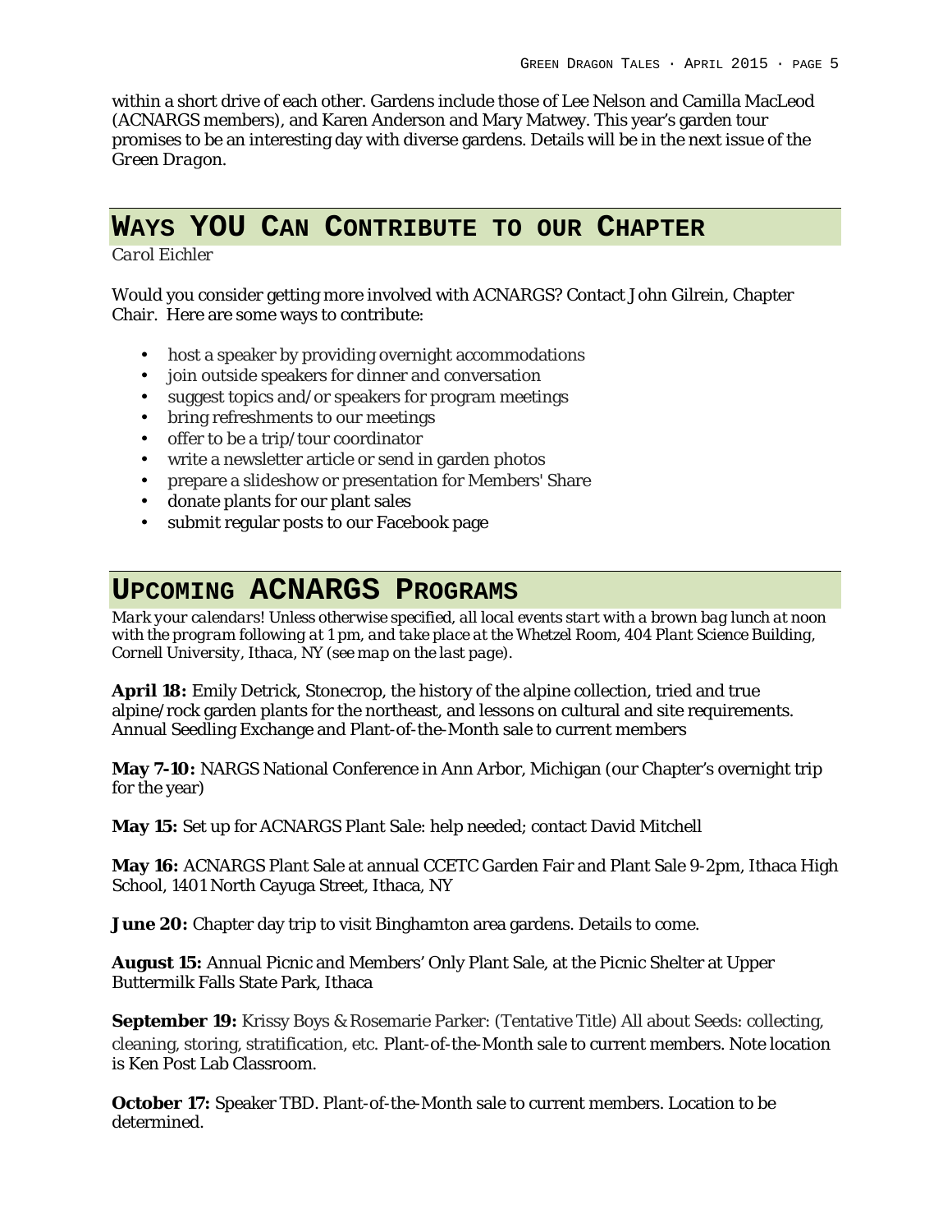within a short drive of each other. Gardens include those of Lee Nelson and Camilla MacLeod (ACNARGS members), and Karen Anderson and Mary Matwey. This year's garden tour promises to be an interesting day with diverse gardens. Details will be in the next issue of the *Green Dragon*.

## Ways YOU Can Contribute to our Chapter

*Carol Eichler*

Would you consider getting more involved with ACNARGS? Contact John Gilrein, Chapter Chair. Here are some ways to contribute:

- host a speaker by providing overnight accommodations
- join outside speakers for dinner and conversation
- suggest topics and/or speakers for program meetings
- bring refreshments to our meetings
- offer to be a trip/tour coordinator
- write a newsletter article or send in garden photos
- prepare a slideshow or presentation for Members' Share
- donate plants for our plant sales
- submit regular posts to our Facebook page

## Upcoming ACNARGS Programs

*Mark your calendars! Unless otherwise specified, all local events start with a brown bag lunch at noon with the program following at 1 pm, and take place at the Whetzel Room, 404 Plant Science Building, Cornell University, Ithaca, NY (see map on the last page).*

**April 18:** Emily Detrick, Stonecrop, the history of the alpine collection, tried and true alpine/rock garden plants for the northeast, and lessons on cultural and site requirements. Annual Seedling Exchange and Plant-of-the-Month sale to current members

**May 7-10:** NARGS National Conference in Ann Arbor, Michigan (our Chapter's overnight trip for the year)

**May 15:** Set up for ACNARGS Plant Sale: help needed; contact David Mitchell

**May 16:** ACNARGS Plant Sale at annual CCETC Garden Fair and Plant Sale 9-2pm, Ithaca High School, 1401 North Cayuga Street, Ithaca, NY

**June 20:** Chapter day trip to visit Binghamton area gardens. Details to come.

**August 15:** Annual Picnic and Members' Only Plant Sale, at the Picnic Shelter at Upper Buttermilk Falls State Park, Ithaca

**September 19:** Krissy Boys & Rosemarie Parker: (Tentative Title) All about Seeds: collecting, cleaning, storing, stratification, etc. Plant-of-the-Month sale to current members. Note location is Ken Post Lab Classroom.

**October 17:** Speaker TBD. Plant-of-the-Month sale to current members. Location to be determined.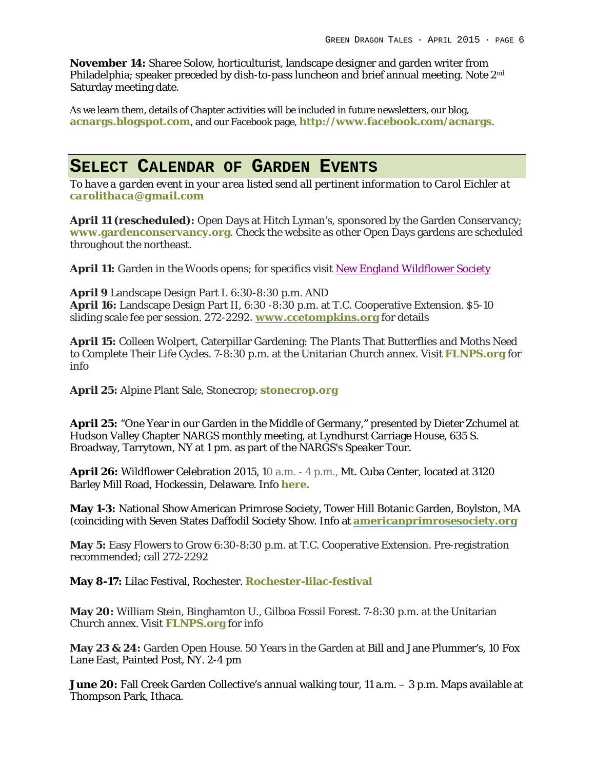**November 14:** Sharee Solow, horticulturist, landscape designer and garden writer from Philadelphia; speaker preceded by dish-to-pass luncheon and brief annual meeting. Note 2nd Saturday meeting date.

As we learn them, details of Chapter activities will be included in future newsletters, our blog, **acnargs.blogspot.com**, and our Facebook page, **http://www.facebook.com/acnargs**.

## SELECT CALENDAR OF GARDEN EVENTS

*To have a garden event in your area listed send all pertinent information to Carol Eichler at* **carolithaca@gmail.com**

**April 11 (rescheduled):** Open Days at Hitch Lyman's, sponsored by the Garden Conservancy; **www.gardenconservancy.org**. Check the website as other Open Days gardens are scheduled throughout the northeast.

**April 11:** Garden in the Woods opens; for specifics visit New England Wildflower Society

**April 9** Landscape Design Part I. 6:30-8:30 p.m. AND
**April 16:** Landscape Design Part II, 6:30 -8:30 p.m. at T.C. Cooperative Extension. $5-10 sliding scale fee per session. 272-2292. **www.ccetompkins.org** for details

**April 15:** Colleen Wolpert, Caterpillar Gardening: The Plants That Butterflies and Moths Need to Complete Their Life Cycles. 7-8:30 p.m. at the Unitarian Church annex. Visit **FLNPS.org** for info

**April 25:** Alpine Plant Sale, Stonecrop; **stonecrop.org**

**April 25:** "One Year in our Garden in the Middle of Germany," presented by Dieter Zchumel at Hudson Valley Chapter NARGS monthly meeting, at Lyndhurst Carriage House, 635 S. Broadway, Tarrytown, NY at 1 pm. as part of the NARGS's Speaker Tour.

**April 26:** Wildflower Celebration 2015, 10 a.m. - 4 p.m., Mt. Cuba Center, located at 3120 Barley Mill Road, Hockessin, Delaware. Info **here.**

**May 1-3:** National Show American Primrose Society, Tower Hill Botanic Garden, Boylston, MA (coinciding with Seven States Daffodil Society Show. Info at **americanprimrosesociety.org**

**May 5:** Easy Flowers to Grow 6:30-8:30 p.m. at T.C. Cooperative Extension. Pre-registration recommended; call 272-2292

**May 8-17:** Lilac Festival, Rochester. **Rochester-lilac-festival**

**May 20:** William Stein, Binghamton U., Gilboa Fossil Forest. 7-8:30 p.m. at the Unitarian Church annex. Visit **FLNPS.org** for info

**May 23 & 24:** Garden Open House. 50 Years in the Garden at Bill and Jane Plummer's, 10 Fox Lane East, Painted Post, NY. 2-4 pm

**June 20:** Fall Creek Garden Collective's annual walking tour, 11 a.m. – 3 p.m. Maps available at Thompson Park, Ithaca.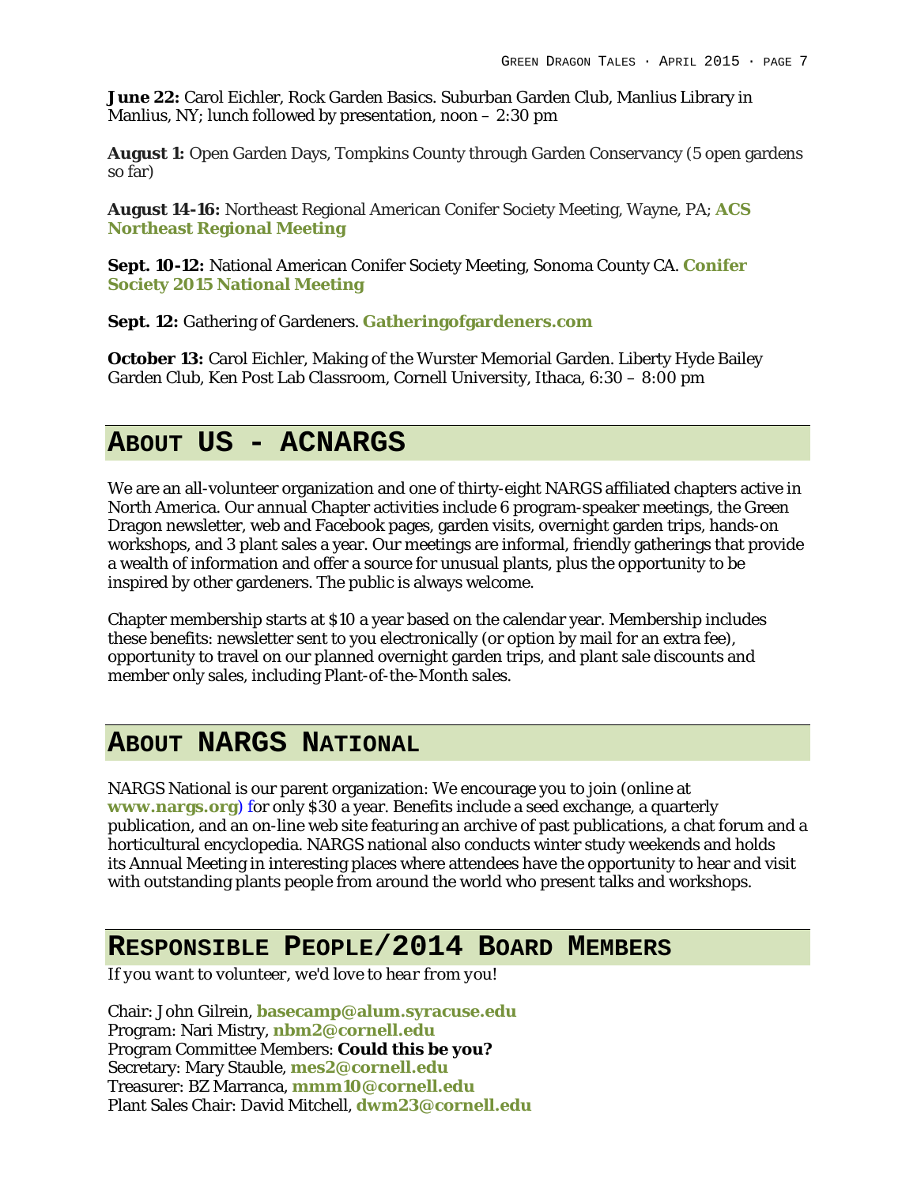**June 22:** Carol Eichler, Rock Garden Basics. Suburban Garden Club, Manlius Library in Manlius, NY; lunch followed by presentation, noon – 2:30 pm

**August 1:** Open Garden Days, Tompkins County through Garden Conservancy (5 open gardens so far)

**August 14-16:** Northeast Regional American Conifer Society Meeting, Wayne, PA; **ACS Northeast Regional Meeting**

**Sept. 10-12:** National American Conifer Society Meeting, Sonoma County CA. **Conifer Society 2015 National Meeting**

**Sept. 12:** Gathering of Gardeners. **Gatheringofgardeners.com**

**October 13:** Carol Eichler, Making of the Wurster Memorial Garden. Liberty Hyde Bailey Garden Club, Ken Post Lab Classroom, Cornell University, Ithaca, 6:30 – 8:00 pm

## About US - ACNARGS

We are an all-volunteer organization and one of thirty-eight NARGS affiliated chapters active in North America. Our annual Chapter activities include 6 program-speaker meetings, the Green Dragon newsletter, web and Facebook pages, garden visits, overnight garden trips, hands-on workshops, and 3 plant sales a year. Our meetings are informal, friendly gatherings that provide a wealth of information and offer a source for unusual plants, plus the opportunity to be inspired by other gardeners. The public is always welcome.

Chapter membership starts at $10 a year based on the calendar year. Membership includes these benefits: newsletter sent to you electronically (or option by mail for an extra fee), opportunity to travel on our planned overnight garden trips, and plant sale discounts and member only sales, including Plant-of-the-Month sales.

## About NARGS National

NARGS National is our parent organization: We encourage you to join (online at **www.nargs.org**) for only $30 a year. Benefits include a seed exchange, a quarterly publication, and an on-line web site featuring an archive of past publications, a chat forum and a horticultural encyclopedia. NARGS national also conducts winter study weekends and holds its Annual Meeting in interesting places where attendees have the opportunity to hear and visit with outstanding plants people from around the world who present talks and workshops.

## Responsible People/2014 Board Members

*If you want to volunteer, we'd love to hear from you!*

Chair: John Gilrein, **basecamp@alum.syracuse.edu**
Program: Nari Mistry, **nbm2@cornell.edu**
Program Committee Members: **Could this be you?**
Secretary: Mary Stauble, **mes2@cornell.edu**
Treasurer: BZ Marranca, **mmm10@cornell.edu**
Plant Sales Chair: David Mitchell, **dwm23@cornell.edu**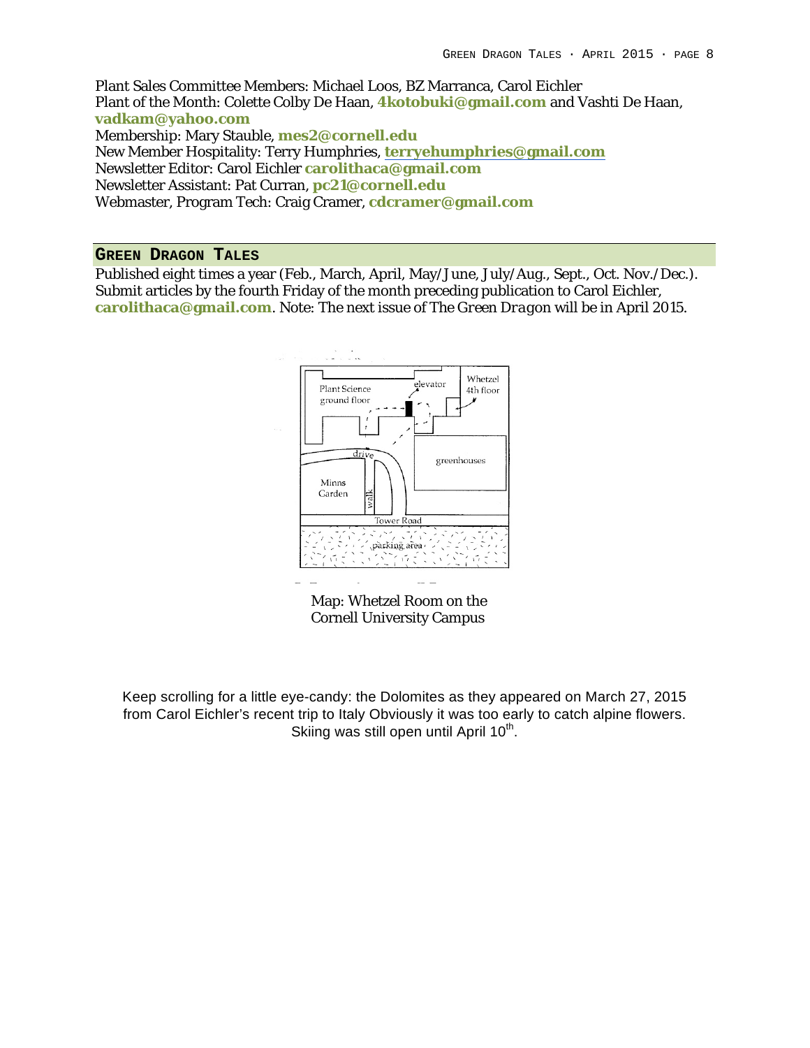Plant Sales Committee Members: Michael Loos, BZ Marranca, Carol Eichler
Plant of the Month: Colette Colby De Haan, **4kotobuki@gmail.com** and Vashti De Haan, **vadkam@yahoo.com**
Membership: Mary Stauble, **mes2@cornell.edu**
New Member Hospitality: Terry Humphries, **terryehumphries@gmail.com**
Newsletter Editor: Carol Eichler **carolithaca@gmail.com**
Newsletter Assistant: Pat Curran, **pc21@cornell.edu**
Webmaster, Program Tech: Craig Cramer, **cdcramer@gmail.com**

## GREEN DRAGON TALES

Published eight times a year (Feb., March, April, May/June, July/Aug., Sept., Oct. Nov./Dec.). Submit articles by the fourth Friday of the month preceding publication to Carol Eichler, **carolithaca@gmail.com**. Note: The next issue of *The Green Dragon* will be in April 2015.

Map: Whetzel Room on the Cornell University Campus

Keep scrolling for a little eye-candy: the Dolomites as they appeared on March 27, 2015 from Carol Eichler's recent trip to Italy Obviously it was too early to catch alpine flowers. Skiing was still open until April 10th.